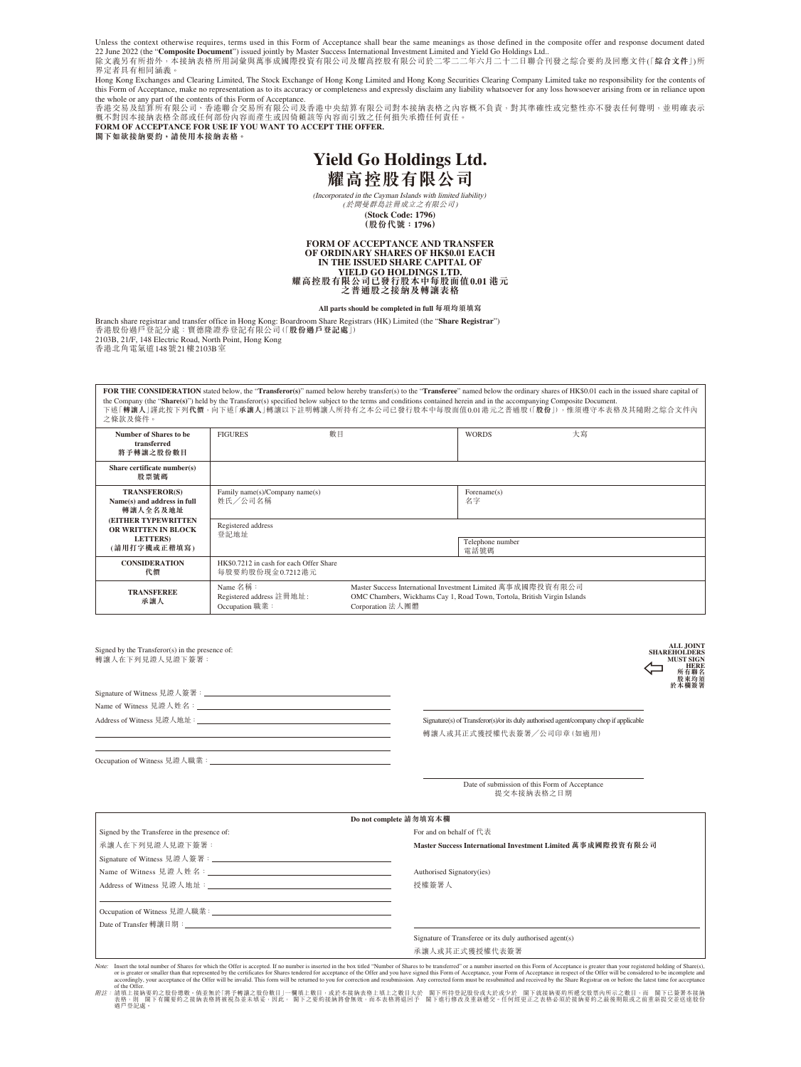Unless the context otherwise requires, terms used in this Form of Acceptance shall bear the same meanings as those defined in the composite offer and response document dated 22 June 2022 (the "**Composite Document**") issued jointly by Master Success International Investment Limited and Yield Go Holdings Ltd..

除文義另有所指外，本接納表格所用詞彙與萬事成國際投資有限公司及耀高控股有限公司於二零二二年六月二十二日聯合刊發之綜合要約及回應文件(「**綜合文件**」)所界定者具有相同涵義。

Hong Kong Exchanges and Clearing Limited, The Stock Exchange of Hong Kong Limited and Hong Kong Securities Clearing Company Limited take no responsibility for the contents of this Form of Acceptance, make no representation as to its accuracy or completeness and expressly disclaim any liability whatsoever for any loss howsoever arising from or in reliance upon the whole or any part of the contents of this Form of Acceptance.

香港交易及結算所有限公司、香港聯合交易所有限公司及香港中央結算有限公司對本接納表格之內容概不負責，對其準確性或完整性亦不發表任何聲明，並明確表示概不對因本接納表格全部或任何部份內容而產生或因倚賴該等內容而引致之任何損失承擔任何責任。

**FORM OF ACCEPTANCE FOR USE IF YOU WANT TO ACCEPT THE OFFER.**

**閣下如欲接納要約，請使用本接納表格。**

# Yield Go Holdings Ltd.
# 耀高控股有限公司

*(Incorporated in the Cayman Islands with limited liability)*
*(於開曼群島註冊成立之有限公司)*

**(Stock Code: 1796)**
**(股份代號：1796)**

## FORM OF ACCEPTANCE AND TRANSFER OF ORDINARY SHARES OF HK$0.01 EACH IN THE ISSUED SHARE CAPITAL OF YIELD GO HOLDINGS LTD.
## 耀高控股有限公司已發行股本中每股面值0.01港元之普通股之接納及轉讓表格

**All parts should be completed in full 每項均須填寫**

Branch share registrar and transfer office in Hong Kong: Boardroom Share Registrars (HK) Limited (the "**Share Registrar**")
香港股份過戶登記分處：寶德隆證券登記有限公司(「**股份過戶登記處**」)
2103B, 21/F, 148 Electric Road, North Point, Hong Kong
香港北角電氣道148號21樓2103B室

**FOR THE CONSIDERATION** stated below, the "**Transferor(s)**" named below hereby transfer(s) to the "**Transferee**" named below the ordinary shares of HK$0.01 each in the issued share capital of the Company (the "**Share(s)**") held by the Transferor(s) specified below subject to the terms and conditions contained herein and in the accompanying Composite Document.
下述「**轉讓人**」謹此按下列**代價**，向下述「**承讓人**」轉讓以下註明轉讓人所持有之本公司已發行股本中每股面值0.01港元之普通股(「**股份**」)，惟須遵守本表格及其隨附之綜合文件內之條款及條件。

| | | | | |
|---|---|---|---|---|
| **Number of Shares to be transferred 將予轉讓之股份數目** | FIGURES 數目 | | WORDS 大寫 | |
| **Share certificate number(s) 股票號碼** | | | | |
| **TRANSFEROR(S) Name(s) and address in full 轉讓人全名及地址 (EITHER TYPEWRITTEN OR WRITTEN IN BLOCK LETTERS) (請用打字機或正楷填寫)** | Family name(s)/Company name(s) 姓氏／公司名稱 | | Forename(s) 名字 | |
| | Registered address 登記地址 | | Telephone number 電話號碼 | |
| **CONSIDERATION 代價** | HK$0.7212 in cash for each Offer Share 每股要約股份現金0.7212港元 | | | |
| **TRANSFEREE 承讓人** | Name 名稱： | Master Success International Investment Limited 萬事成國際投資有限公司 | | |
| | Registered address 註冊地址： | OMC Chambers, Wickhams Cay 1, Road Town, Tortola, British Virgin Islands | | |
| | Occupation 職業： | Corporation 法人團體 | | |

Signed by the Transferor(s) in the presence of:
轉讓人在下列見證人見證下簽署：

**ALL JOINT SHAREHOLDERS MUST SIGN HERE 所有聯名股東均須於本欄簽署**

Signature of Witness 見證人簽署：______________________

Name of Witness 見證人姓名：______________________

Address of Witness 見證人地址：______________________

Occupation of Witness 見證人職業：______________________

______________________
Signature(s) of Transferor(s)/or its duly authorised agent/company chop if applicable
轉讓人或其正式獲授權代表簽署／公司印章(如適用)

______________________
Date of submission of this Form of Acceptance
提交本接納表格之日期

| **Do not complete 請勿填寫本欄** | |
|---|---|
| Signed by the Transferee in the presence of: | For and on behalf of 代表 |
| 承讓人在下列見證人見證下簽署： | **Master Success International Investment Limited 萬事成國際投資有限公司** |
| Signature of Witness 見證人簽署：______________________ | |
| Name of Witness 見證人姓名：______________________ | Authorised Signatory(ies) |
| Address of Witness 見證人地址：______________________ | 授權簽署人 |
| Occupation of Witness 見證人職業：______________________ | |
| Date of Transfer 轉讓日期：______________________ | |
| | Signature of Transferee or its duly authorised agent(s) |
| | 承讓人或其正式獲授權代表簽署 |

*Note:* Insert the total number of Shares for which the Offer is accepted. If no number is inserted in the box titled "Number of Shares to be transferred" or a number inserted on this Form of Acceptance is greater than your registered holding of Share(s), or is greater or smaller than that represented by the certificates for Shares tendered for acceptance of the Offer and you have signed this Form of Acceptance, your Form of Acceptance in respect of the Offer will be considered to be incomplete and accordingly, your acceptance of the Offer will be invalid. This form will be returned to you for correction and resubmission. Any corrected form must be resubmitted and received by the Share Registrar on or before the latest time for acceptance of the Offer.

*附註：* 請填上接納要約之股份總數。倘並無於「將予轉讓之股份數目」一欄填上數目，或於本接納表格上填上之數目大於　閣下所持登記股份或大於或少於　閣下就接納要約所遞交股票內所示之數目，而　閣下已簽署本接納表格，則　閣下有關要約之接納表格將被視為並未填妥，因此，閣下之要約接納將會無效，而本表格將退回予　閣下進行修改及重新遞交。任何經更正之表格必須於接納要約之最後期限或之前重新提交並送達股份過戶登記處。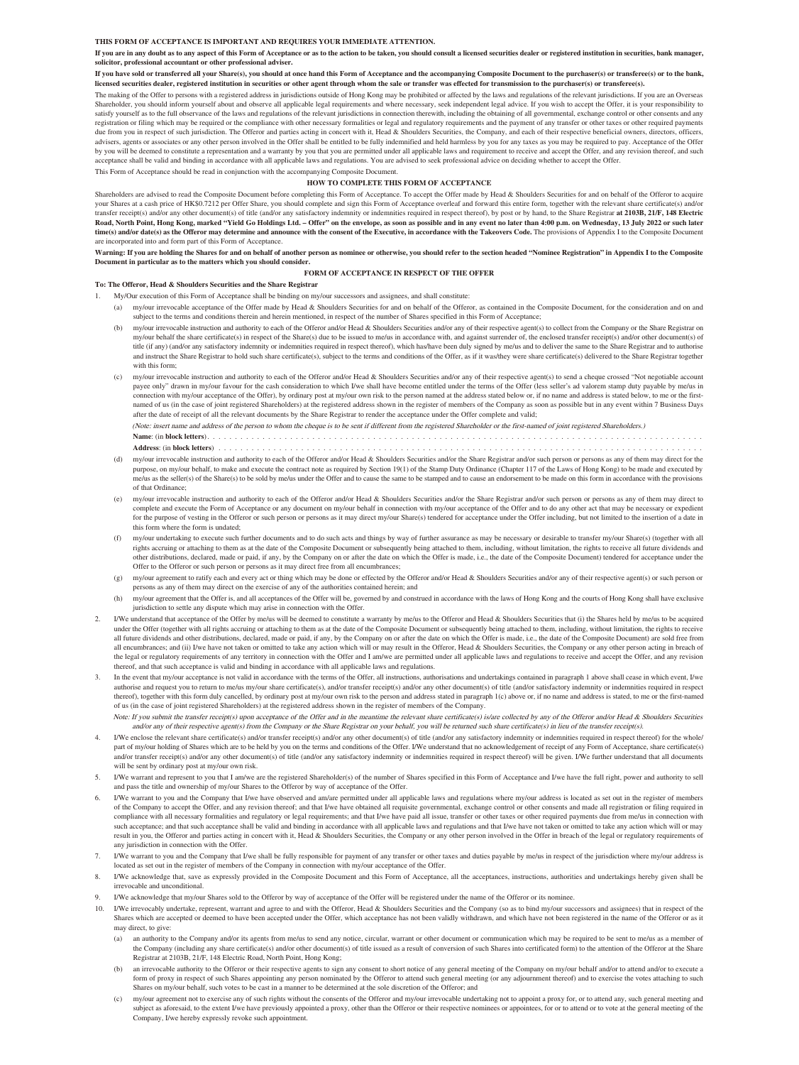**THIS FORM OF ACCEPTANCE IS IMPORTANT AND REQUIRES YOUR IMMEDIATE ATTENTION.**

**If you are in any doubt as to any aspect of this Form of Acceptance or as to the action to be taken, you should consult a licensed securities dealer or registered institution in securities, bank manager, solicitor, professional accountant or other professional adviser.**

**If you have sold or transferred all your Share(s), you should at once hand this Form of Acceptance and the accompanying Composite Document to the purchaser(s) or transferee(s) or to the bank, licensed securities dealer, registered institution in securities or other agent through whom the sale or transfer was effected for transmission to the purchaser(s) or transferee(s).**

The making of the Offer to persons with a registered address in jurisdictions outside of Hong Kong may be prohibited or affected by the laws and regulations of the relevant jurisdictions. If you are an Overseas Shareholder, you should inform yourself about and observe all applicable legal requirements and where necessary, seek independent legal advice. If you wish to accept the Offer, it is your responsibility to satisfy yourself as to the full observance of the laws and regulations of the relevant jurisdictions in connection therewith, including the obtaining of all governmental, exchange control or other consents and any registration or filing which may be required or the compliance with other necessary formalities or legal and regulatory requirements and the payment of any transfer or other taxes or other required payments due from you in respect of such jurisdiction. The Offeror and parties acting in concert with it, Head & Shoulders Securities, the Company, and each of their respective beneficial owners, directors, officers, advisers, agents or associates or any other person involved in the Offer shall be entitled to be fully indemnified and held harmless by you for any taxes as you may be required to pay. Acceptance of the Offer by you will be deemed to constitute a representation and a warranty by you that you are permitted under all applicable laws and requirement to receive and accept the Offer, and any revision thereof, and such acceptance shall be valid and binding in accordance with all applicable laws and regulations. You are advised to seek professional advice on deciding whether to accept the Offer.

This Form of Acceptance should be read in conjunction with the accompanying Composite Document.

**HOW TO COMPLETE THIS FORM OF ACCEPTANCE**

Shareholders are advised to read the Composite Document before completing this Form of Acceptance. To accept the Offer made by Head & Shoulders Securities for and on behalf of the Offeror to acquire your Shares at a cash price of HK$0.7212 per Offer Share, you should complete and sign this Form of Acceptance overleaf and forward this entire form, together with the relevant share certificate(s) and/or transfer receipt(s) and/or any other document(s) of title (and/or any satisfactory indemnity or indemnities required in respect thereof), by post or by hand, to the Share Registrar **at 2103B, 21/F, 148 Electric Road, North Point, Hong Kong, marked "Yield Go Holdings Ltd. – Offer" on the envelope, as soon as possible and in any event no later than 4:00 p.m. on Wednesday, 13 July 2022 or such later time(s) and/or date(s) as the Offeror may determine and announce with the consent of the Executive, in accordance with the Takeovers Code.** The provisions of Appendix I to the Composite Document are incorporated into and form part of this Form of Acceptance.

**Warning: If you are holding the Shares for and on behalf of another person as nominee or otherwise, you should refer to the section headed "Nominee Registration" in Appendix I to the Composite Document in particular as to the matters which you should consider.**

**FORM OF ACCEPTANCE IN RESPECT OF THE OFFER**

**To: The Offeror, Head & Shoulders Securities and the Share Registrar**

1. My/Our execution of this Form of Acceptance shall be binding on my/our successors and assignees, and shall constitute:

   (a) my/our irrevocable acceptance of the Offer made by Head & Shoulders Securities for and on behalf of the Offeror, as contained in the Composite Document, for the consideration and on and subject to the terms and conditions therein and herein mentioned, in respect of the number of Shares specified in this Form of Acceptance;

   (b) my/our irrevocable instruction and authority to each of the Offeror and/or Head & Shoulders Securities and/or any of their respective agent(s) to collect from the Company or the Share Registrar on my/our behalf the share certificate(s) in respect of the Share(s) due to be issued to me/us in accordance with, and against surrender of, the enclosed transfer receipt(s) and/or other document(s) of title (if any) (and/or any satisfactory indemnity or indemnities required in respect thereof), which has/have been duly signed by me/us and to deliver the same to the Share Registrar and to authorise and instruct the Share Registrar to hold such share certificate(s), subject to the terms and conditions of the Offer, as if it was/they were share certificate(s) delivered to the Share Registrar together with this form;

   (c) my/our irrevocable instruction and authority to each of the Offeror and/or Head & Shoulders Securities and/or any of their respective agent(s) to send a cheque crossed "Not negotiable account payee only" drawn in my/our favour for the cash consideration to which I/we shall have become entitled under the terms of the Offer (less seller's ad valorem stamp duty payable by me/us in connection with my/our acceptance of the Offer), by ordinary post at my/our own risk to the person named at the address stated below or, if no name and address is stated below, to me or the first-named of us (in the case of joint registered Shareholders) at the registered address shown in the register of members of the Company as soon as possible but in any event within 7 Business Days after the date of receipt of all the relevant documents by the Share Registrar to render the acceptance under the Offer complete and valid;

   *(Note: insert name and address of the person to whom the cheque is to be sent if different from the registered Shareholder or the first-named of joint registered Shareholders.)*

   **Name**: (in **block letters**) . . . . . . . . . . . . . . . . . . . . . . . . . . . . . . . . . . . . . . . . . . . . . . . . . . . . . . . . . . . . . . . .

   **Address**: (in **block letters**) . . . . . . . . . . . . . . . . . . . . . . . . . . . . . . . . . . . . . . . . . . . . . . . . . . . . . . . . . . . . . . . .

   (d) my/our irrevocable instruction and authority to each of the Offeror and/or Head & Shoulders Securities and/or the Share Registrar and/or such person or persons as any of them may direct for the purpose, on my/our behalf, to make and execute the contract note as required by Section 19(1) of the Stamp Duty Ordinance (Chapter 117 of the Laws of Hong Kong) to be made and executed by me/us as the seller(s) of the Share(s) to be sold by me/us under the Offer and to cause the same to be stamped and to cause an endorsement to be made on this form in accordance with the provisions of that Ordinance;

   (e) my/our irrevocable instruction and authority to each of the Offeror and/or Head & Shoulders Securities and/or the Share Registrar and/or such person or persons as any of them may direct to complete and execute the Form of Acceptance or any document on my/our behalf in connection with my/our acceptance of the Offer and to do any other act that may be necessary or expedient for the purpose of vesting in the Offeror or such person or persons as it may direct my/our Share(s) tendered for acceptance under the Offer including, but not limited to the insertion of a date in this form where the form is undated;

   (f) my/our undertaking to execute such further documents and to do such acts and things by way of further assurance as may be necessary or desirable to transfer my/our Share(s) (together with all rights accruing or attaching to them as at the date of the Composite Document or subsequently being attached to them, including, without limitation, the rights to receive all future dividends and other distributions, declared, made or paid, if any, by the Company on or after the date on which the Offer is made, i.e., the date of the Composite Document) tendered for acceptance under the Offer to the Offeror or such person or persons as it may direct free from all encumbrances;

   (g) my/our agreement to ratify each and every act or thing which may be done or effected by the Offeror and/or Head & Shoulders Securities and/or any of their respective agent(s) or such person or persons as any of them may direct on the exercise of any of the authorities contained herein; and

   (h) my/our agreement that the Offer is, and all acceptances of the Offer will be, governed by and construed in accordance with the laws of Hong Kong and the courts of Hong Kong shall have exclusive jurisdiction to settle any dispute which may arise in connection with the Offer.

2. I/We understand that acceptance of the Offer by me/us will be deemed to constitute a warranty by me/us to the Offeror and Head & Shoulders Securities that (i) the Shares held by me/us to be acquired under the Offer (together with all rights accruing or attaching to them as at the date of the Composite Document or subsequently being attached to them, including, without limitation, the rights to receive all future dividends and other distributions, declared, made or paid, if any, by the Company on or after the date on which the Offer is made, i.e., the date of the Composite Document) are sold free from all encumbrances; and (ii) I/we have not taken or omitted to take any action which will or may result in the Offeror, Head & Shoulders Securities, the Company or any other person acting in breach of the legal or regulatory requirements of any territory in connection with the Offer and I am/we are permitted under all applicable laws and regulations to receive and accept the Offer, and any revision thereof, and that such acceptance is valid and binding in accordance with all applicable laws and regulations.

3. In the event that my/our acceptance is not valid in accordance with the terms of the Offer, all instructions, authorisations and undertakings contained in paragraph 1 above shall cease in which event, I/we authorise and request you to return to me/us my/our share certificate(s), and/or transfer receipt(s) and/or any other document(s) of title (and/or satisfactory indemnity or indemnities required in respect thereof), together with this form duly cancelled, by ordinary post at my/our own risk to the person and address stated in paragraph 1(c) above or, if no name and address is stated, to me or the first-named of us (in the case of joint registered Shareholders) at the registered address shown in the register of members of the Company.

   *Note: If you submit the transfer receipt(s) upon acceptance of the Offer and in the meantime the relevant share certificate(s) is/are collected by any of the Offeror and/or Head & Shoulders Securities and/or any of their respective agent(s) from the Company or the Share Registrar on your behalf, you will be returned such share certificate(s) in lieu of the transfer receipt(s).*

4. I/We enclose the relevant share certificate(s) and/or transfer receipt(s) and/or any other document(s) of title (and/or any satisfactory indemnity or indemnities required in respect thereof) for the whole/part of my/our holding of Shares which are to be held by you on the terms and conditions of the Offer. I/We understand that no acknowledgement of receipt of any Form of Acceptance, share certificate(s) and/or transfer receipt(s) and/or any other document(s) of title (and/or any satisfactory indemnity or indemnities required in respect thereof) will be given. I/We further understand that all documents will be sent by ordinary post at my/our own risk.

5. I/We warrant and represent to you that I am/we are the registered Shareholder(s) of the number of Shares specified in this Form of Acceptance and I/we have the full right, power and authority to sell and pass the title and ownership of my/our Shares to the Offeror by way of acceptance of the Offer.

6. I/We warrant to you and the Company that I/we have observed and am/are permitted under all applicable laws and regulations where my/our address is located as set out in the register of members of the Company to accept the Offer, and any revision thereof; and that I/we have obtained all requisite governmental, exchange control or other consents and made all registration or filing required in compliance with all necessary formalities and regulatory or legal requirements; and that I/we have paid all issue, transfer or other taxes or other required payments due from me/us in connection with such acceptance; and that such acceptance shall be valid and binding in accordance with all applicable laws and regulations and that I/we have not taken or omitted to take any action which will or may result in you, the Offeror and parties acting in concert with it, Head & Shoulders Securities, the Company or any other person involved in the Offer in breach of the legal or regulatory requirements of any jurisdiction in connection with the Offer.

7. I/We warrant to you and the Company that I/we shall be fully responsible for payment of any transfer or other taxes and duties payable by me/us in respect of the jurisdiction where my/our address is located as set out in the register of members of the Company in connection with my/our acceptance of the Offer.

8. I/We acknowledge that, save as expressly provided in the Composite Document and this Form of Acceptance, all the acceptances, instructions, authorities and undertakings hereby given shall be irrevocable and unconditional.

9. I/We acknowledge that my/our Shares sold to the Offeror by way of acceptance of the Offer will be registered under the name of the Offeror or its nominee.

10. I/We irrevocably undertake, represent, warrant and agree to and with the Offeror, Head & Shoulders Securities and the Company (so as to bind my/our successors and assignees) that in respect of the Shares which are accepted or deemed to have been accepted under the Offer, which acceptance has not been validly withdrawn, and which have not been registered in the name of the Offeror or as it may direct, to give:

    (a) an authority to the Company and/or its agents from me/us to send any notice, circular, warrant or other document or communication which may be required to be sent to me/us as a member of the Company (including any share certificate(s) and/or other document(s) of title issued as a result of conversion of such Shares into certificated form) to the attention of the Offeror at the Share Registrar at 2103B, 21/F, 148 Electric Road, North Point, Hong Kong;

    (b) an irrevocable authority to the Offeror or their respective agents to sign any consent to short notice of any general meeting of the Company on my/our behalf and/or to attend and/or to execute a form of proxy in respect of such Shares appointing any person nominated by the Offeror to attend such general meeting (or any adjournment thereof) and to exercise the votes attaching to such Shares on my/our behalf, such votes to be cast in a manner to be determined at the sole discretion of the Offeror; and

    (c) my/our agreement not to exercise any of such rights without the consents of the Offeror and my/our irrevocable undertaking not to appoint a proxy for, or to attend any, such general meeting and subject as aforesaid, to the extent I/we have previously appointed a proxy, other than the Offeror or their respective nominees or appointees, for or to attend or to vote at the general meeting of the Company, I/we hereby expressly revoke such appointment.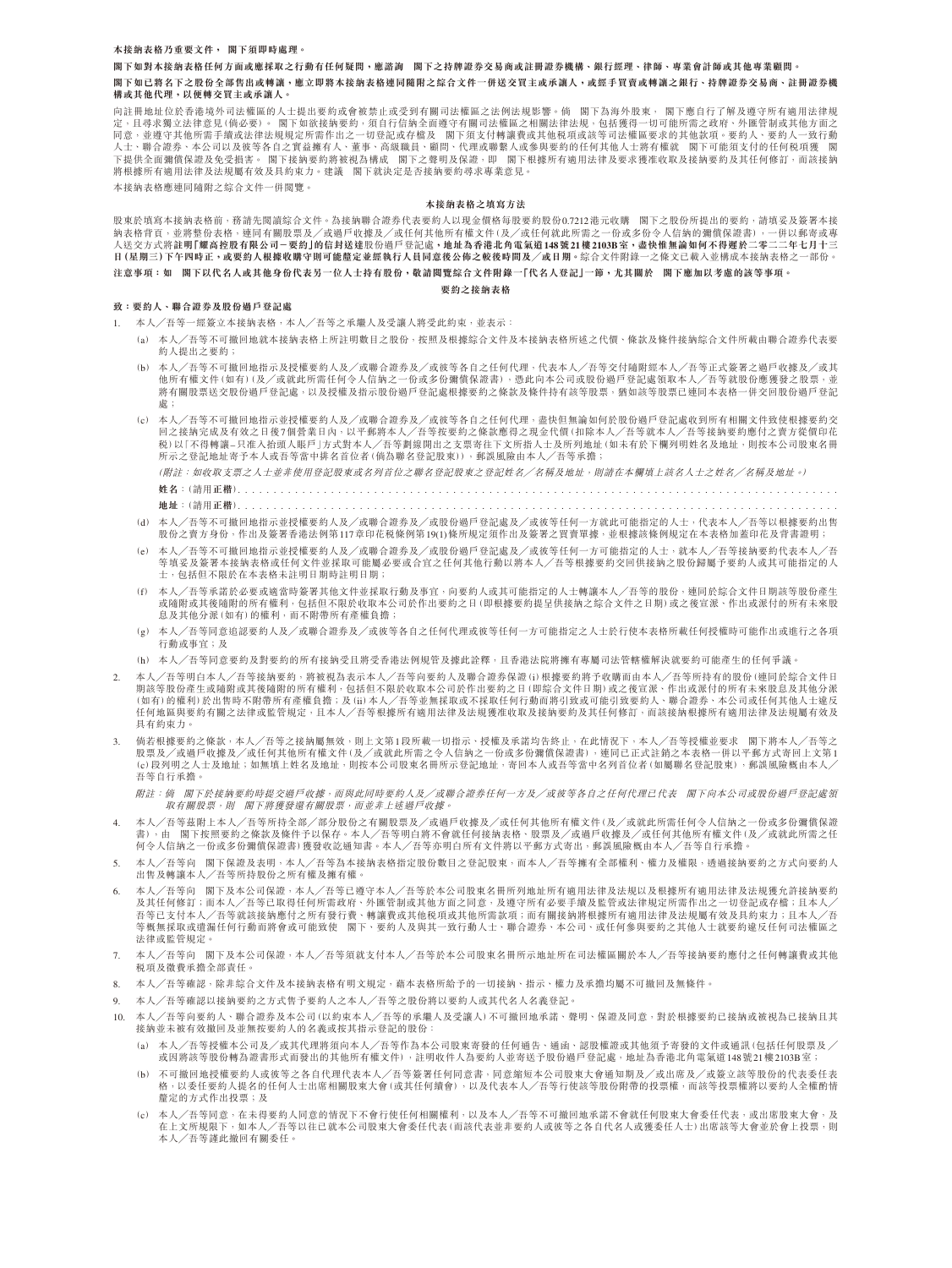**本接納表格乃重要文件， 閣下須即時處理。**

**閣下如對本接納表格任何方面或應採取之行動有任何疑問，應諮詢 閣下之持牌證券交易商或註冊證券機構、銀行經理、律師、專業會計師或其他專業顧問。**

**閣下如已將名下之股份全部售出或轉讓，應立即將本接納表格連同隨附之綜合文件一併送交買主或承讓人，或經手買賣或轉讓之銀行、持牌證券交易商、註冊證券機構或其他代理，以便轉交買主或承讓人。**

向註冊地址位於香港境外司法權區的人士提出要約或會被禁止或受到有關司法權區之法例法規影響。倘 閣下為海外股東， 閣下應自行了解及遵守所有適用法律規定，且尋求獨立法律意見(倘必要)。 閣下如欲接納要約，須自行確保全面遵守有關司法權區之相關法律法規，包括獲得一切可能所需之政府、外匯管制或其他方面之同意，並遵守其他所需手續或法律法規規定所需作出之一切登記或存檔及 閣下須支付轉讓費或其他稅項或該等司法權區要求的其他款項。要約人、要約人一致行動人士、聯合證券、本公司以及彼等各自之實益擁有人、董事、高級職員、顧問、代理或聯繫人或參與要約的任何其他人士將有權就 閣下可能須支付的任何稅項獲 閣下提供全面彌償保證及免受損害。 閣下接納要約將被視為構成 閣下之聲明及保證，即 閣下根據所有適用法律及要求獲准收取及接納要約及其任何修訂，而該接納將根據所有適用法律及法規屬有效及具約束力。建議 閣下就決定是否接納要約尋求專業意見。

本接納表格應連同隨附之綜合文件一併閱覽。

**本接納表格之填寫方法**

股東於填寫本接納表格前，務請先閱讀綜合文件。為接納聯合證券代表要約人以現金價格每股要約股份0.7212港元收購 閣下之股份所提出的要約，請填妥及簽署本接納表格背頁，並將整份表格，連同有關股票及／或過戶收據及／或任何其他所有權文件(及／或任何就此所需之一份或多份令人信納的彌償保證書)，一併以郵寄或專人送交方式將**註明「耀高控股有限公司－要約」的信封送達**股份過戶登記處，**地址為香港北角電氣道148號21樓2103B室，盡快惟無論如何不得遲於二零二二年七月十三日(星期三)下午四時正，或要約人根據收購守則可能釐定並經執行人員同意後公佈之較後時間及／或日期。**綜合文件附錄一之條文已載入並構成本接納表格之一部份。

**注意事項：如 閣下以代名人或其他身份代表另一位人士持有股份，敬請閱覽綜合文件附錄一「代名人登記」一節，尤其關於 閣下應加以考慮的該等事項。**

**要約之接納表格**

**致：要約人、聯合證券及股份過戶登記處**

1. 本人／吾等一經簽立本接納表格，本人／吾等之承繼人及受讓人將受此約束，並表示：

   (a) 本人／吾等不可撤回地就本接納表格上所註明數目之股份，按照及根據綜合文件及本接納表格所述之代價、條款及條件接納綜合文件所載由聯合證券代表要約人提出之要約；

   (b) 本人／吾等不可撤回地指示及授權要約人及／或聯合證券及／或彼等各自之任何代理，代表本人／吾等交付隨附經本人／吾等正式簽署之過戶收據及／或其他所有權文件(如有)(及／或就此所需任何令人信納之一份或多份彌償保證書)，憑此向本公司或股份過戶登記處領取本人／吾等就股份應獲發之股票，並將有關股票送交股份過戶登記處，以及授權及指示股份過戶登記處根據要約之條款及條件持有該等股票，猶如該等股票已連同本表格一併交回股份過戶登記處；

   (c) 本人／吾等不可撤回地指示並授權要約人及／或聯合證券及／或彼等各自之任何代理，盡快但無論如何於股份過戶登記處收到所有相關文件致使根據要約交回之接納完成及有效之日後7個營業日內，以平郵將本人／吾等按要約之條款應得之現金代價(扣除本人／吾等就本人／吾等接納要約應付之賣方從價印花稅)以「不得轉讓－只准入抬頭人賬戶」方式對本人／吾等劃線開出之支票寄往下文所指人士及所列地址(如未有於下欄列明姓名及地址，則按本公司股東名冊所示之登記地址寄予本人或吾等當中排名首位者(倘為聯名登記股東))，郵誤風險由本人／吾等承擔；

   *(附註：如收取支票之人士並非使用登記股東或名列首位之聯名登記股東之登記姓名／名稱及地址，則請在本欄填上該名人士之姓名／名稱及地址。)*

   **姓名**：(請用**正楷**) . . . . . . . . . . . . . . . . . . . . . . . . . . . . . . . . . . . . . . . . . . . . . . . . . . . . . . . . . . . . . . . . . . . . . . . . . .

   **地址**：(請用**正楷**) . . . . . . . . . . . . . . . . . . . . . . . . . . . . . . . . . . . . . . . . . . . . . . . . . . . . . . . . . . . . . . . . . . . . . . . . . .

   (d) 本人／吾等不可撤回地指示並授權要約人及／或聯合證券及／或股份過戶登記處及／或彼等任何一方就此可能指定的人士，代表本人／吾等以根據要約出售股份之賣方身份，作出及簽署香港法例第117章印花稅條例第19(1)條所規定須作出及簽署之買賣單據，並根據該條例規定在本表格加蓋印花及背書證明；

   (e) 本人／吾等不可撤回地指示並授權要約人及／或聯合證券及／或股份過戶登記處及／或彼等任何一方可能指定的人士，就本人／吾等接納要約代表本人／吾等填妥及簽署本接納表格或任何文件並採取可能屬必要或合宜之任何其他行動以將本人／吾等根據要約交回供接納之股份歸屬予要約人或其可能指定的人士，包括但不限於在本表格未註明日期時註明日期；

   (f) 本人／吾等承諾於必要或適當時簽署其他文件並採取行動及事宜，向要約人或其可能指定的人士轉讓本人／吾等的股份，連同於綜合文件日期該等股份產生或隨附或其後隨附的所有權利，包括但不限於收取本公司於作出要約之日(即根據要約提呈供接納之綜合文件之日期)或之後宣派、作出或派付的所有未來股息及其他分派(如有)的權利，而不附帶所有產權負擔；

   (g) 本人／吾等同意追認要約人及／或聯合證券及／或彼等各自之任何代理或彼等任何一方可能指定之人士於行使本表格所載任何授權時可能作出或進行之各項行動或事宜；及

   (h) 本人／吾等同意要約及對要約的所有接納受且將受香港法例規管及據此詮釋，且香港法院將擁有專屬司法管轄權解決就要約可能產生的任何爭議。

2. 本人／吾等明白本人／吾等接納要約，將被視為表示本人／吾等向要約人及聯合證券保證(i)根據要約將予收購而由本人／吾等所持有的股份(連同於綜合文件日期該等股份產生或隨附或其後隨附的所有權利，包括但不限於收取本公司於作出要約之日(即綜合文件日期)或之後宣派、作出或派付的所有未來股息及其他分派(如有)的權利)於出售時不附帶所有產權負擔；及(ii)本人／吾等並無採取或不採取任何行動而將引致或可能引致要約人、聯合證券、本公司或任何其他人士違反任何地區與要約有關之法律或監管規定，且本人／吾等根據所有適用法律及法規獲准收取及接納要約及其任何修訂，而該接納根據所有適用法律及法規屬有效及具有約束力。

3. 倘若根據要約之條款，本人／吾等之接納屬無效，則上文第1段所載一切指示、授權及承諾均告終止，在此情況下，本人／吾等授權並要求 閣下將本人／吾等之股票及／或過戶收據及／或任何其他所有權文件(及／或就此所需之令人信納之一份或多份彌償保證書)，連同已正式註銷之本表格一併以平郵方式寄回上文第1(c)段列明之人士及地址；如無填上姓名及地址，則按本公司股東名冊所示登記地址，寄回本人或吾等當中名列首位者(如屬聯名登記股東)，郵誤風險概由本人／吾等自行承擔。

   *附註：倘 閣下於接納要約時提交過戶收據，而與此同時要約人及／或聯合證券任何一方及／或彼等各自之任何代理已代表 閣下向本公司或股份過戶登記處領取有關股票，則 閣下將獲發還有關股票，而並非上述過戶收據。*

4. 本人／吾等茲附上本人／吾等所持全部／部分股份之有關股票及／或過戶收據及／或任何其他所有權文件(及／或就此所需任何令人信納之一份或多份彌償保證書)，由 閣下按照要約之條款及條件予以保存。本人／吾等明白將不會就任何接納表格、股票及／或過戶收據及／或任何其他所有權文件(及／或就此所需之任何令人信納之一份或多份彌償保證書)獲發收訖通知書。本人／吾等亦明白所有文件將以平郵方式寄出，郵誤風險由本人／吾等自行承擔。

5. 本人／吾等向 閣下保證及表明，本人／吾等為本接納表格指定股份數目之登記股東，而本人／吾等擁有全部權利、權力及授權，透過接納要約之方式向要約人出售及轉讓本人／吾等所持股份之所有權及擁有權。

6. 本人／吾等向 閣下及本公司保證，本人／吾等已遵守本人／吾等於本公司股東名冊所列地址所有適用法律及法規以及根據所有適用法律及法規獲允許接納要約及其任何修訂；而本人／吾等已取得任何所需政府、外匯管制或其他方面之同意，及遵守所有必要手續及監管或法律規定所需作出之一切登記或存檔；且本人／吾等已支付本人／吾等就該接納應付之所有發行費、轉讓費或其他稅項或其他所需款項；而有關接納將根據所有適用法律及法規屬有效及具約束力；且本人／吾等概無採取或遺漏任何行動而將會或可能致使 閣下、要約人及與其一致行動人士、聯合證券、本公司、或任何參與要約之其他人士就要約違反任何司法權區之法律或監管規定。

7. 本人／吾等向 閣下及本公司保證，本人／吾等須就支付本人／吾等於本公司股東名冊所示地址所在司法權區關於本人／吾等接納要約應付之任何轉讓費或其他稅項及徵費承擔全部責任。

8. 本人／吾等確認，除非綜合文件及本接納表格有明文規定，藉本表格所給予的一切接納、指示、權力及承擔均屬不可撤回及無條件。

9. 本人／吾等確認以接納要約之方式售予要約人之本人／吾等之股份將以要約人或其代名人名義登記。

10. 本人／吾等向要約人、聯合證券及本公司(以約束本人／吾等的承繼人及受讓人)不可撤回地承諾、聲明、保證及同意，對於根據要約已接納或被視為已接納且其接納並未被有效撤回及並無按要約人的名義或按其指示登記的股份：

    (a) 本人／吾等授權本公司及／或其代理將須向本人／吾等作為本公司股東寄發的任何通告、通函、認股權證或其他須予寄發的文件或通訊(包括任何股票及／或因將該等股份轉為證書形式而發出的其他所有權文件)，註明收件人為要約人並寄送予股份過戶登記處，地址為香港北角電氣道148號21樓2103B室；

    (b) 不可撤回地授權要約人或彼等之各自代理代表本人／吾等簽署任何同意書，同意縮短本公司股東大會通知期及／或出席及／或簽立該等股份的代表委任表格，以委任要約人提名的任何人士出席相關股東大會(或其任何續會)，以及代表本人／吾等行使該等股份附帶的投票權，而該等投票權將以要約人全權酌情釐定的方式作出投票；及

    (c) 本人／吾等同意，在未得要約人同意的情況下不會行使任何相關權利，以及本人／吾等不可撤回地承諾不會就任何股東大會委任代表，或出席股東大會，及在上文所規限下，如本人／吾等以往已就本公司股東大會委任代表(而該代表並非要約人或彼等之各自代名人或獲委任人士)出席該等大會並於會上投票，則本人／吾等謹此撤回有關委任。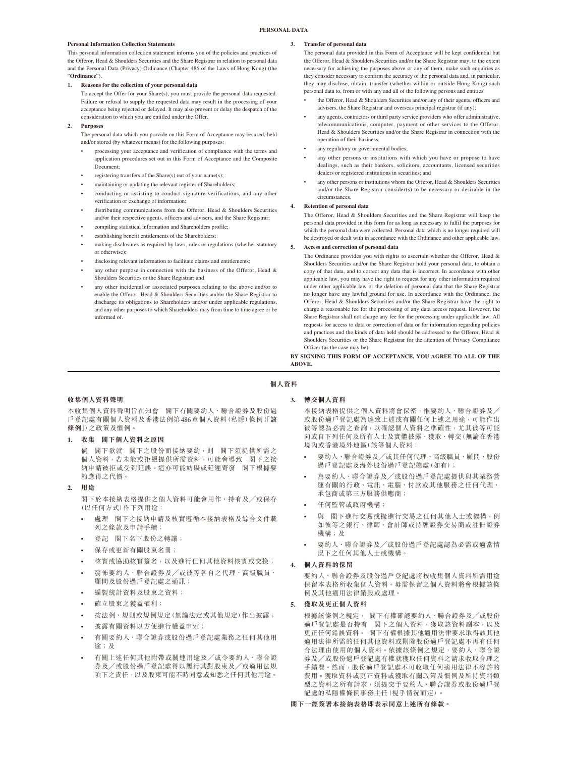# PERSONAL DATA

## Personal Information Collection Statements

This personal information collection statement informs you of the policies and practices of the Offeror, Head & Shoulders Securities and the Share Registrar in relation to personal data and the Personal Data (Privacy) Ordinance (Chapter 486 of the Laws of Hong Kong) (the "**Ordinance**").

### 1. Reasons for the collection of your personal data

To accept the Offer for your Share(s), you must provide the personal data requested. Failure or refusal to supply the requested data may result in the processing of your acceptance being rejected or delayed. It may also prevent or delay the despatch of the consideration to which you are entitled under the Offer.

### 2. Purposes

The personal data which you provide on this Form of Acceptance may be used, held and/or stored (by whatever means) for the following purposes:

- processing your acceptance and verification of compliance with the terms and application procedures set out in this Form of Acceptance and the Composite Document;
- registering transfers of the Share(s) out of your name(s);
- maintaining or updating the relevant register of Shareholders;
- conducting or assisting to conduct signature verifications, and any other verification or exchange of information;
- distributing communications from the Offeror, Head & Shoulders Securities and/or their respective agents, officers and advisers, and the Share Registrar;
- compiling statistical information and Shareholders profile;
- establishing benefit entitlements of the Shareholders;
- making disclosures as required by laws, rules or regulations (whether statutory or otherwise);
- disclosing relevant information to facilitate claims and entitlements;
- any other purpose in connection with the business of the Offeror, Head & Shoulders Securities or the Share Registrar; and
- any other incidental or associated purposes relating to the above and/or to enable the Offeror, Head & Shoulders Securities and/or the Share Registrar to discharge its obligations to Shareholders and/or under applicable regulations, and any other purposes to which Shareholders may from time to time agree or be informed of.

### 3. Transfer of personal data

The personal data provided in this Form of Acceptance will be kept confidential but the Offeror, Head & Shoulders Securities and/or the Share Registrar may, to the extent necessary for achieving the purposes above or any of them, make such enquiries as they consider necessary to confirm the accuracy of the personal data and, in particular, they may disclose, obtain, transfer (whether within or outside Hong Kong) such personal data to, from or with any and all of the following persons and entities:

- the Offeror, Head & Shoulders Securities and/or any of their agents, officers and advisers, the Share Registrar and overseas principal registrar (if any);
- any agents, contractors or third party service providers who offer administrative, telecommunications, computer, payment or other services to the Offeror, Head & Shoulders Securities and/or the Share Registrar in connection with the operation of their business;
- any regulatory or governmental bodies;
- any other persons or institutions with which you have or propose to have dealings, such as their bankers, solicitors, accountants, licensed securities dealers or registered institutions in securities; and
- any other persons or institutions whom the Offeror, Head & Shoulders Securities and/or the Share Registrar consider(s) to be necessary or desirable in the circumstances.

### 4. Retention of personal data

The Offeror, Head & Shoulders Securities and the Share Registrar will keep the personal data provided in this form for as long as necessary to fulfil the purposes for which the personal data were collected. Personal data which is no longer required will be destroyed or dealt with in accordance with the Ordinance and other applicable law.

### 5. Access and correction of personal data

The Ordinance provides you with rights to ascertain whether the Offeror, Head & Shoulders Securities and/or the Share Registrar hold your personal data, to obtain a copy of that data, and to correct any data that is incorrect. In accordance with other applicable law, you may have the right to request for any other information required under other applicable law or the deletion of personal data that the Share Registrar no longer have any lawful ground for use. In accordance with the Ordinance, the Offeror, Head & Shoulders Securities and/or the Share Registrar have the right to charge a reasonable fee for the processing of any data access request. However, the Share Registrar shall not charge any fee for the processing under applicable law. All requests for access to data or correction of data or for information regarding policies and practices and the kinds of data held should be addressed to the Offeror, Head & Shoulders Securities or the Share Registrar for the attention of Privacy Compliance Officer (as the case may be).

**BY SIGNING THIS FORM OF ACCEPTANCE, YOU AGREE TO ALL OF THE ABOVE.**

---

# 個人資料

## 收集個人資料聲明

本收集個人資料聲明旨在知會 閣下有關要約人、聯合證券及股份過戶登記處有關個人資料及香港法例第486章個人資料(私隱)條例(「**該條例**」)之政策及慣例。

### 1. 收集 閣下個人資料之原因

倘 閣下欲就 閣下之股份而接納要約,則 閣下須提供所需之個人資料,若未能或拒絕提供所需資料,可能會導致 閣下之接納申請被拒或受到延誤。這亦可能妨礙或延遲寄發 閣下根據要約應得之代價。

### 2. 用途

閣下於本接納表格提供之個人資料可能會用作、持有及╱或保存(以任何方式)作下列用途:

- 處理 閣下之接納申請及核實遵循本接納表格及綜合文件載列之條款及申請手續;
- 登記 閣下名下股份之轉讓;
- 保存或更新有關股東名冊;
- 核實或協助核實簽名,以及進行任何其他資料核實或交換;
- 發佈要約人、聯合證券及╱或彼等各自之代理、高級職員、顧問及股份過戶登記處之通訊;
- 編製統計資料及股東之資料;
- 確立股東之獲益權利;
- 按法例、規則或規例規定(無論法定或其他規定)作出披露;
- 披露有關資料以方便進行權益申索;
- 有關要約人、聯合證券或股份過戶登記處業務之任何其他用途;及
- 有關上述任何其他附帶或關連用途及╱或令要約人、聯合證券及╱或股份過戶登記處得以履行其對股東及╱或適用法規項下之責任,以及股東可能不時同意或知悉之任何其他用途。

### 3. 轉交個人資料

本接納表格提供之個人資料將會保密,惟要約人、聯合證券及╱或股份過戶登記處為達致上述或有關任何上述之用途,可能作出彼等認為必需之查詢,以確認個人資料之準確性,尤其彼等可能向或自下列任何及所有人士及實體披露、獲取、轉交(無論在香港境內或香港境外地區)該等個人資料:

- 要約人、聯合證券及╱或其任何代理、高級職員、顧問、股份過戶登記處及海外股份過戶登記總處(如有);
- 為要約人、聯合證券及╱或股份過戶登記處提供與其業務營運有關的行政、電訊、電腦、付款或其他服務之任何代理、承包商或第三方服務供應商;
- 任何監管或政府機構;
- 與 閣下進行交易或擬進行交易之任何其他人士或機構,例如彼等之銀行、律師、會計師或持牌證券交易商或註冊證券機構;及
- 要約人、聯合證券及╱或股份過戶登記處認為必需或適當情況下之任何其他人士或機構。

### 4. 個人資料的保留

要約人、聯合證券及股份過戶登記處將按收集個人資料所需用途保留本表格所收集個人資料。毋需保留之個人資料將會根據該條例及其他適用法律銷毀或處理。

### 5. 獲取及更正個人資料

根據該條例之規定, 閣下有權確認要約人、聯合證券及╱或股份過戶登記處是否持有 閣下之個人資料,獲取該資料副本,以及更正任何錯誤資料。 閣下有權根據其他適用法律要求取得該其他適用法律所需的任何其他資料或刪除股份過戶登記處不再有任何合法理由使用的個人資料。依據該條例之規定,要約人、聯合證券及╱或股份過戶登記處有權就獲取任何資料之請求收取合理之手續費。然而,股份過戶登記處不可收取任何適用法律不容許的費用。獲取資料或更正資料或獲取有關政策及慣例及所持資料類型之資料之所有請求,須提交予要約人、聯合證券或股份過戶登記處的私隱權條例事務主任(視乎情況而定)。

**閣下一經簽署本接納表格即表示同意上述所有條款。**